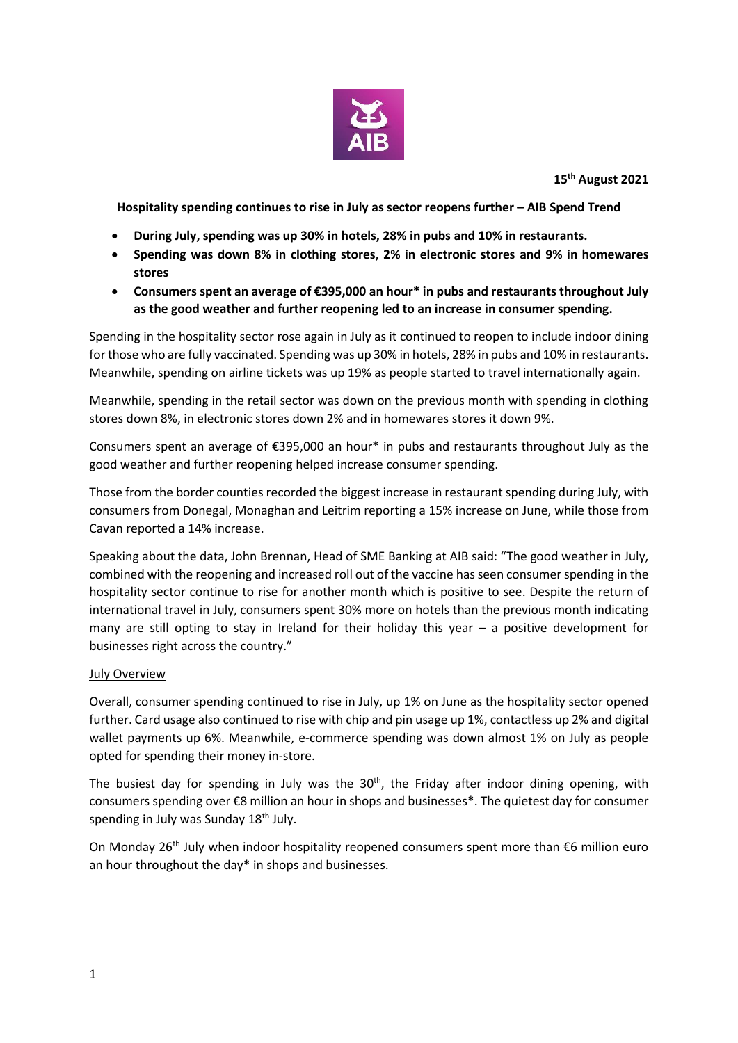**15th August 2021**

**Hospitality spending continues to rise in July as sector reopens further – AIB Spend Trend**

- **During July, spending was up 30% in hotels, 28% in pubs and 10% in restaurants.**
- **Spending was down 8% in clothing stores, 2% in electronic stores and 9% in homewares stores**
- **Consumers spent an average of €395,000 an hour\* in pubs and restaurants throughout July as the good weather and further reopening led to an increase in consumer spending.**

Spending in the hospitality sector rose again in July as it continued to reopen to include indoor dining for those who are fully vaccinated. Spending was up 30% in hotels, 28% in pubs and 10% in restaurants. Meanwhile, spending on airline tickets was up 19% as people started to travel internationally again.

Meanwhile, spending in the retail sector was down on the previous month with spending in clothing stores down 8%, in electronic stores down 2% and in homewares stores it down 9%.

Consumers spent an average of €395,000 an hour* in pubs and restaurants throughout July as the good weather and further reopening helped increase consumer spending.

Those from the border counties recorded the biggest increase in restaurant spending during July, with consumers from Donegal, Monaghan and Leitrim reporting a 15% increase on June, while those from Cavan reported a 14% increase.

Speaking about the data, John Brennan, Head of SME Banking at AIB said: "The good weather in July, combined with the reopening and increased roll out of the vaccine has seen consumer spending in the hospitality sector continue to rise for another month which is positive to see. Despite the return of international travel in July, consumers spent 30% more on hotels than the previous month indicating many are still opting to stay in Ireland for their holiday this year – a positive development for businesses right across the country."

## July Overview

Overall, consumer spending continued to rise in July, up 1% on June as the hospitality sector opened further. Card usage also continued to rise with chip and pin usage up 1%, contactless up 2% and digital wallet payments up 6%. Meanwhile, e-commerce spending was down almost 1% on July as people opted for spending their money in-store.

The busiest day for spending in July was the 30th, the Friday after indoor dining opening, with consumers spending over €8 million an hour in shops and businesses*. The quietest day for consumer spending in July was Sunday 18th July.

On Monday 26th July when indoor hospitality reopened consumers spent more than €6 million euro an hour throughout the day* in shops and businesses.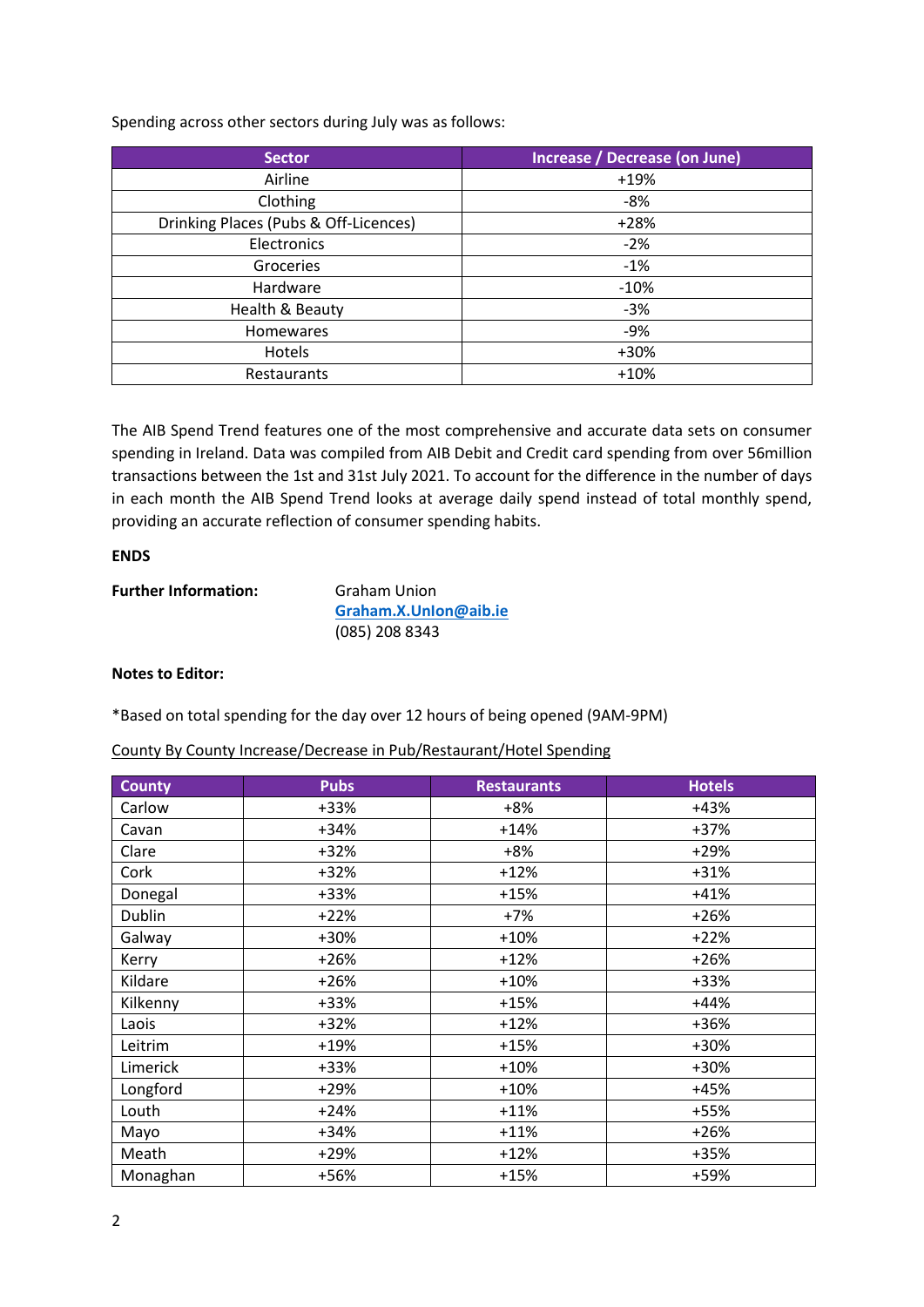Spending across other sectors during July was as follows:

| Sector | Increase / Decrease (on June) |
| --- | --- |
| Airline | +19% |
| Clothing | -8% |
| Drinking Places (Pubs & Off-Licences) | +28% |
| Electronics | -2% |
| Groceries | -1% |
| Hardware | -10% |
| Health & Beauty | -3% |
| Homewares | -9% |
| Hotels | +30% |
| Restaurants | +10% |

The AIB Spend Trend features one of the most comprehensive and accurate data sets on consumer spending in Ireland. Data was compiled from AIB Debit and Credit card spending from over 56million transactions between the 1st and 31st July 2021. To account for the difference in the number of days in each month the AIB Spend Trend looks at average daily spend instead of total monthly spend, providing an accurate reflection of consumer spending habits.

**ENDS**

**Further Information:** Graham Union
Graham.X.UnIon@aib.ie
(085) 208 8343

**Notes to Editor:**

*Based on total spending for the day over 12 hours of being opened (9AM-9PM)

County By County Increase/Decrease in Pub/Restaurant/Hotel Spending

| County | Pubs | Restaurants | Hotels |
| --- | --- | --- | --- |
| Carlow | +33% | +8% | +43% |
| Cavan | +34% | +14% | +37% |
| Clare | +32% | +8% | +29% |
| Cork | +32% | +12% | +31% |
| Donegal | +33% | +15% | +41% |
| Dublin | +22% | +7% | +26% |
| Galway | +30% | +10% | +22% |
| Kerry | +26% | +12% | +26% |
| Kildare | +26% | +10% | +33% |
| Kilkenny | +33% | +15% | +44% |
| Laois | +32% | +12% | +36% |
| Leitrim | +19% | +15% | +30% |
| Limerick | +33% | +10% | +30% |
| Longford | +29% | +10% | +45% |
| Louth | +24% | +11% | +55% |
| Mayo | +34% | +11% | +26% |
| Meath | +29% | +12% | +35% |
| Monaghan | +56% | +15% | +59% |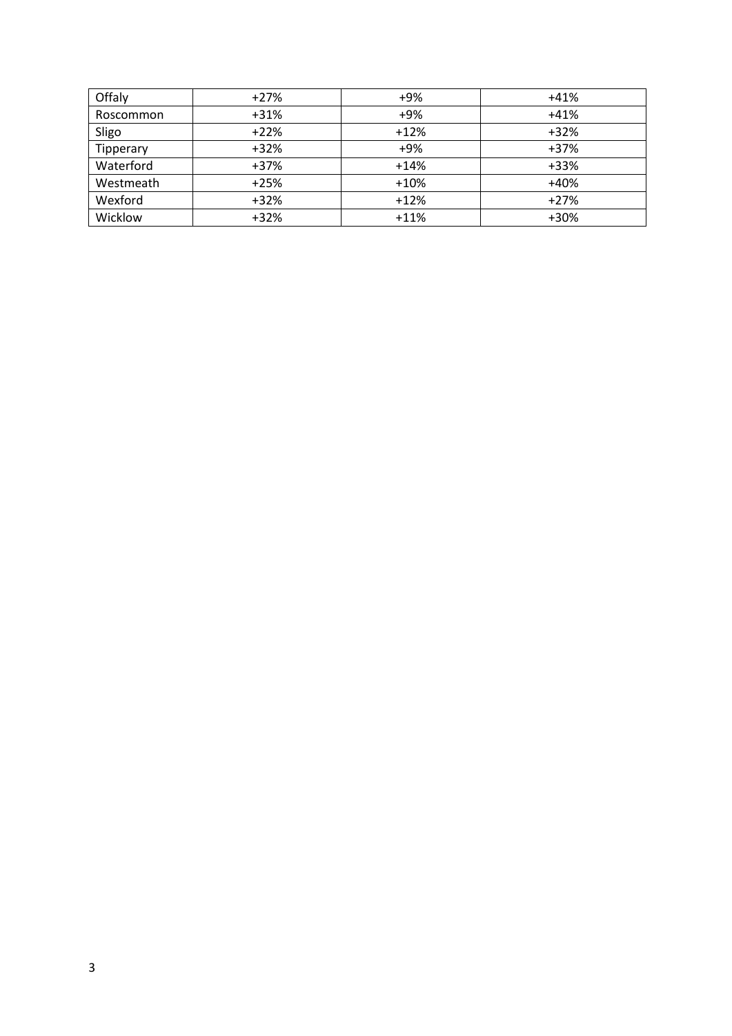| | | | |
| --- | --- | --- | --- |
| Offaly | +27% | +9% | +41% |
| Roscommon | +31% | +9% | +41% |
| Sligo | +22% | +12% | +32% |
| Tipperary | +32% | +9% | +37% |
| Waterford | +37% | +14% | +33% |
| Westmeath | +25% | +10% | +40% |
| Wexford | +32% | +12% | +27% |
| Wicklow | +32% | +11% | +30% |